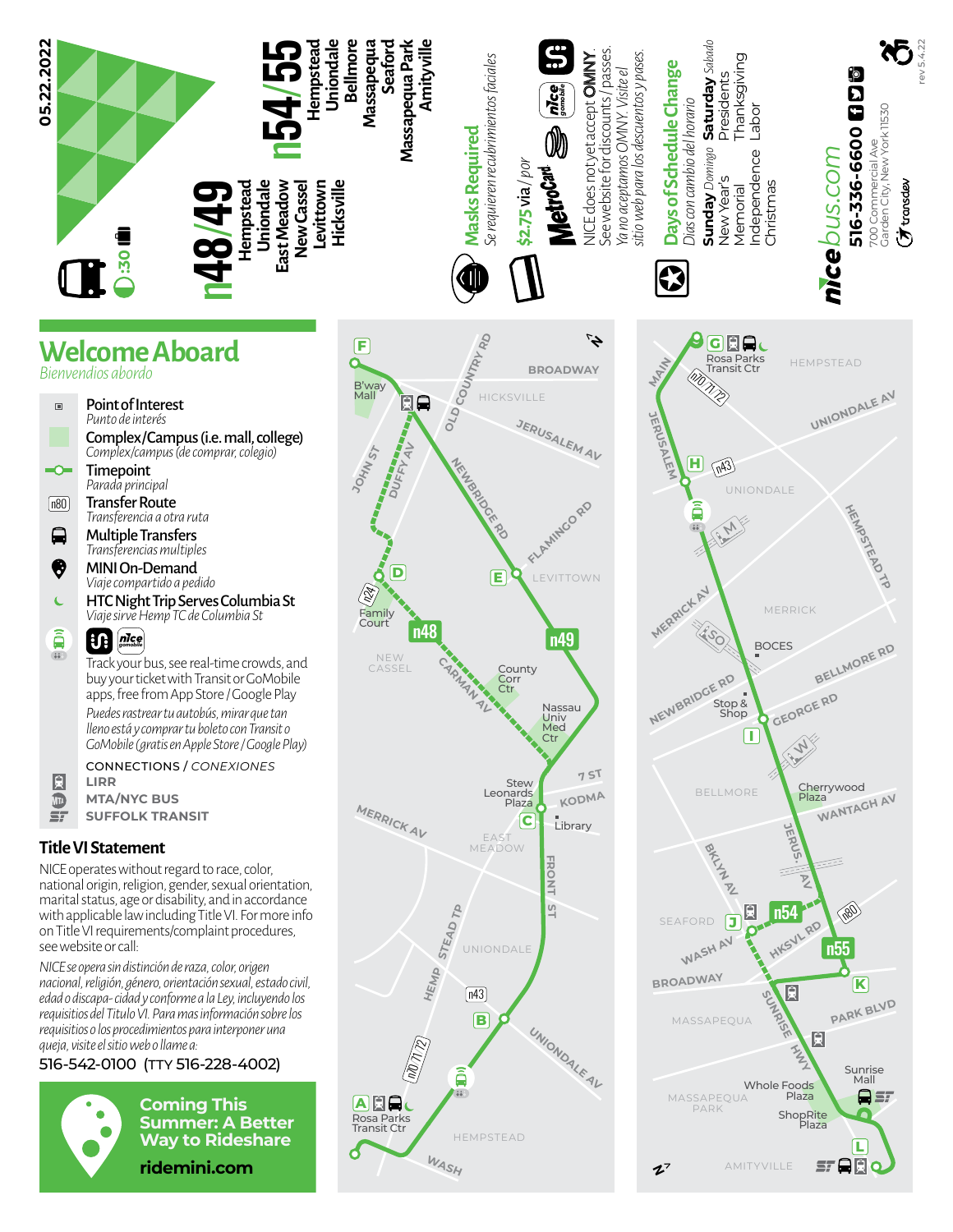05.22.2022

:30

# n48/49

**Hempstead**
**Uniondale**
**East Meadow**
**New Cassel**
**Levittown**
**Hicksville**

# n54/55

**Hempstead**
**Uniondale**
**Bellmore**
**Massapequa**
**Seaford**
**Massapequa Park**
**Amityville**

**Masks Required**
*Se requieren recubrimientos faciales*

**$2.75** via / *por* MetroCard

NICE does not yet accept **OMNY**. See website for discounts / passes.
*Ya no aceptamos OMNY. Visite el sitio web para los descuentos y pases.*

**Days of Schedule Change**
*Días con cambio del horario*

| **Sunday** *Domingo* | **Saturday** *Sabado* |
|---|---|
| New Year's | Presidents |
| Memorial | Thanksgiving |
| Independence | Labor |
| Christmas | |

nicebus.com

**516-336-6600**

700 Commercial Ave
Garden City, New York 11530

transdev

rev 5.4.22

## Welcome Aboard
*Bienvenidos abordo*

- **Point of Interest** — *Punto de interés*
- **Complex/Campus (i.e. mall, college)** — *Complex/campus (de comprar, colegio)*
- **Timepoint** — *Parada principal*
- **Transfer Route** — *Transferencia a otra ruta*
- **Multiple Transfers** — *Transferencias multiples*
- **MINI On-Demand** — *Viaje compartido a pedido*
- **HTC Night Trip Serves Columbia St** — *Viaje sirve Hemp TC de Columbia St*

Track your bus, see real-time crowds, and buy your ticket with Transit or GoMobile apps, free from App Store / Google Play

*Puedes rastrear tu autobús, mirar que tan lleno está y comprar tu boleto con Transit o GoMobile (gratis en Apple Store / Google Play)*

CONNECTIONS / *CONEXIONES*
- LIRR
- MTA/NYC BUS
- SUFFOLK TRANSIT

### Title VI Statement

NICE operates without regard to race, color, national origin, religion, gender, sexual orientation, marital status, age or disability, and in accordance with applicable law including Title VI. For more info on Title VI requirements/complaint procedures, see website or call:

*NICE se opera sin distinción de raza, color, origen nacional, religión, género, orientación sexual, estado civil, edad o discapa- cidad y conforme a la Ley, incluyendo los requisitos del Título VI. Para mas información sobre los requisitos o los procedimientos para interponer una queja, visite el sitio web o llame a:*

516-542-0100 (TTY 516-228-4002)

**Coming This Summer: A Better Way to Rideshare**

**ridemini.com**

**n48/n49 map:** A Rosa Parks Transit Ctr (Hempstead) — B (Uniondale Av / Hempstead Tp) — C Stew Leonards Plaza (East Meadow, Front St) — Nassau Univ Med Ctr — County Corr Ctr — D Family Court (New Cassel, Carman Av) — E Levittown (Newbridge Rd) — F B'way Mall (Hicksville). Transfers: n43, n70/71/72, n24.

**n54/n55 map:** G Rosa Parks Transit Ctr (Hempstead) — H (Uniondale, Jerusalem) — Merrick — BOCES — Stop & Shop — I (Newbridge Rd / Bellmore Rd) — Cherrywood Plaza — J Seaford (Wash Av) — K (Broadway / Hksvl Rd) — Whole Foods Plaza — ShopRite Plaza — Sunrise Mall — L Amityville. Transfers: n70/71/72, n43, n80.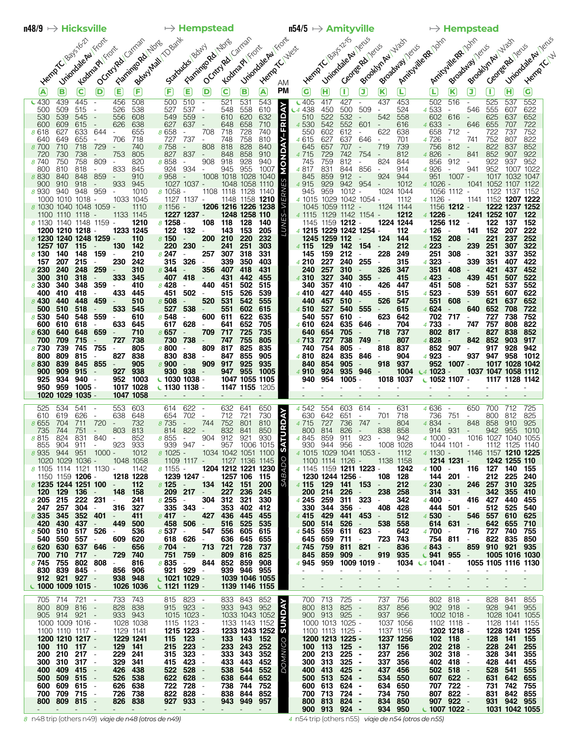## n48/9 → Hicksville / → Hempstead

### Monday–Friday (Lunes–Viernes)

| → Hicksville: Hemp TC Bays 16-21 (A) | Uniondale Av/Front (B) | Kodma Pl/Front (C) | OCntry Rd/Carman (D) | Flamingo Rd/Nbrg (E) | Bdwy Mall/TD Bank (F) | → Hempstead: Starbucks/Bdwy (F) | Flamingo Rd/Nbrg (E) | OCntry Rd/Carman (D) | Kodma Pl/Front (C) | Uniondale Av/Front (B) | Hemp TC/West (A) |
|---|---|---|---|---|---|---|---|---|---|---|---|
| (430 | 439 | 445 | - | 456 | 508 | 500 | 510 | - | 521 | 531 | 543 |
| 500 | 509 | 515 | - | 526 | 538 | 527 | 537 | - | 548 | 558 | 610 |
| 530 | 539 | 545 | - | 556 | 608 | 549 | 559 | - | 610 | 620 | 632 |
| 600 | 609 | 615 | - | 626 | 638 | 627 | 637 | - | 648 | 658 | 710 |
| 8 618 | 627 | 633 | 644 | - | 655 | 8 658 | - | 708 | 718 | 728 | 740 |
| 640 | 649 | 655 | - | 706 | 718 | 727 | 737 | - | 748 | 758 | 810 |
| 8 700 | 710 | 718 | 729 | - | 740 | 8 758 | - | 808 | 818 | 828 | 840 |
| 720 | 730 | 738 | - | 753 | 805 | 827 | 837 | - | 848 | 858 | 910 |
| 8 740 | 750 | 758 | 809 | - | 820 | 8 858 | - | 908 | 918 | 928 | 940 |
| 800 | 810 | 818 | - | 833 | 845 | 924 | 934 | - | 945 | 955 | 1007 |
| 8 830 | 840 | 848 | 859 | - | 910 | 8 958 | - | 1008 | 1018 | 1028 | 1040 |
| 900 | 910 | 918 | - | 933 | 945 | 1027 | 1037 | - | 1048 | 1058 | 1110 |
| 8 930 | 940 | 948 | 959 | - | 1010 | 8 1058 | - | 1108 | 1118 | 1128 | 1140 |
| 1000 | 1010 | 1018 | - | 1033 | 1045 | 1127 | 1137 | - | 1148 | 1158 | 1210 |
| 8 1030 | 1040 | 1048 | 1059 | - | 1110 | 8 1156 | - | 1206 | 1216 | 1226 | 1238 |
| 1100 | 1110 | 1118 | - | 1133 | 1145 | 1227 | 1237 | - | 1248 | 1258 | 110 |
| 8 1130 | 1140 | 1148 | 1159 | - | 1210 | 8 1258 | - | 108 | 118 | 128 | 140 |
| 1200 | 1210 | 1218 | - | 1233 | 1245 | 122 | 132 | - | 143 | 153 | 205 |
| 8 1230 | 1240 | 1248 | 1259 | - | 110 | 8 150 | - | 200 | 210 | 220 | 232 |
| 1257 | 107 | 115 | - | 130 | 142 | 220 | 230 | - | 241 | 251 | 303 |
| 8 130 | 140 | 148 | 159 | - | 210 | 8 247 | - | 257 | 307 | 318 | 331 |
| 157 | 207 | 215 | - | 230 | 242 | 315 | 326 | - | 339 | 350 | 403 |
| 8 230 | 240 | 248 | 259 | - | 310 | 8 344 | - | 356 | 407 | 418 | 431 |
| 300 | 310 | 318 | - | 333 | 345 | 407 | 418 | - | 431 | 442 | 455 |
| 8 330 | 340 | 348 | 359 | - | 410 | 8 428 | - | 440 | 451 | 502 | 515 |
| 400 | 410 | 418 | - | 433 | 445 | 451 | 502 | - | 515 | 526 | 539 |
| 8 430 | 440 | 448 | 459 | - | 510 | 8 508 | - | 520 | 531 | 542 | 555 |
| 500 | 510 | 518 | - | 533 | 545 | 527 | 538 | - | 551 | 602 | 615 |
| 8 530 | 540 | 548 | 559 | - | 610 | 8 548 | - | 600 | 611 | 622 | 635 |
| 600 | 610 | 618 | - | 633 | 645 | 617 | 628 | - | 641 | 652 | 705 |
| 8 630 | 640 | 648 | 659 | - | 710 | 8 657 | - | 709 | 717 | 725 | 735 |
| 700 | 709 | 715 | - | 727 | 738 | 730 | 738 | - | 747 | 755 | 805 |
| 8 730 | 739 | 745 | 755 | - | 805 | 8 800 | - | 809 | 817 | 825 | 835 |
| 800 | 809 | 815 | - | 827 | 838 | 830 | 838 | - | 847 | 855 | 905 |
| 8 830 | 839 | 845 | 855 | - | 905 | 8 900 | - | 909 | 917 | 925 | 935 |
| 900 | 909 | 915 | - | 927 | 938 | 930 | 938 | - | 947 | 955 | 1005 |
| 925 | 934 | 940 | - | 952 | 1003 | (1030 | 1038 | - | 1047 | 1055 | 1105 |
| 950 | 959 | 1005 | - | 1017 | 1028 | (1130 | 1138 | - | 1147 | 1155 | 1205 |
| 1020 | 1029 | 1035 | - | 1047 | 1058 | - | - | - | - | - | - |

### Saturday (Sábado)

| → Hicksville: Hemp TC Bays 16-21 (A) | Uniondale Av/Front (B) | Kodma Pl/Front (C) | OCntry Rd/Carman (D) | Flamingo Rd/Nbrg (E) | Bdwy Mall/TD Bank (F) | → Hempstead: Starbucks/Bdwy (F) | Flamingo Rd/Nbrg (E) | OCntry Rd/Carman (D) | Kodma Pl/Front (C) | Uniondale Av/Front (B) | Hemp TC/West (A) |
|---|---|---|---|---|---|---|---|---|---|---|---|
| 525 | 534 | 541 | - | 553 | 603 | 614 | 622 | - | 632 | 641 | 650 |
| 610 | 619 | 626 | - | 638 | 648 | 654 | 702 | - | 712 | 721 | 730 |
| 8 655 | 704 | 711 | 720 | - | 732 | 8 735 | - | 744 | 752 | 801 | 810 |
| 735 | 744 | 751 | - | 803 | 813 | 814 | 822 | - | 832 | 841 | 850 |
| 8 815 | 824 | 831 | 840 | - | 852 | 8 855 | - | 904 | 912 | 921 | 930 |
| 855 | 904 | 911 | - | 923 | 933 | 939 | 947 | - | 957 | 1006 | 1015 |
| 8 935 | 944 | 951 | 1000 | - | 1012 | 8 1025 | - | 1034 | 1042 | 1051 | 1100 |
| 1020 | 1029 | 1036 | - | 1048 | 1058 | 1109 | 1117 | - | 1127 | 1136 | 1145 |
| 8 1105 | 1114 | 1121 | 1130 | - | 1142 | 8 1155 | - | 1204 | 1212 | 1221 | 1230 |
| 1150 | 1159 | 1206 | - | 1218 | 1228 | 1239 | 1247 | - | 1257 | 106 | 115 |
| 8 1235 | 1244 | 1251 | 100 | - | 112 | 8 125 | - | 134 | 142 | 151 | 200 |
| 120 | 129 | 136 | - | 148 | 158 | 209 | 217 | - | 227 | 236 | 245 |
| 8 205 | 215 | 222 | 231 | - | 241 | 8 255 | - | 304 | 312 | 321 | 330 |
| 247 | 257 | 304 | - | 316 | 327 | 335 | 343 | - | 353 | 402 | 412 |
| 8 335 | 345 | 352 | 401 | - | 411 | 8 417 | - | 427 | 436 | 445 | 455 |
| 420 | 430 | 437 | - | 449 | 500 | 458 | 506 | - | 516 | 525 | 535 |
| 8 500 | 510 | 517 | 526 | - | 536 | 8 537 | - | 547 | 556 | 605 | 615 |
| 540 | 550 | 557 | - | 609 | 620 | 618 | 626 | - | 636 | 645 | 655 |
| 8 620 | 630 | 637 | 646 | - | 656 | 8 704 | - | 713 | 721 | 728 | 737 |
| 700 | 710 | 717 | - | 729 | 740 | 751 | 759 | - | 809 | 816 | 825 |
| 8 745 | 755 | 802 | 808 | - | 816 | 8 835 | - | 844 | 852 | 859 | 908 |
| 830 | 839 | 845 | - | 856 | 906 | 921 | 929 | - | 939 | 946 | 955 |
| 912 | 921 | 927 | - | 938 | 948 | (1021 | 1029 | - | 1039 | 1046 | 1055 |
| (1000 | 1009 | 1015 | - | 1026 | 1036 | (1121 | 1129 | - | 1139 | 1146 | 1155 |

### Sunday (Domingo)

| → Hicksville: Hemp TC Bays 16-21 (A) | Uniondale Av/Front (B) | Kodma Pl/Front (C) | OCntry Rd/Carman (D) | Flamingo Rd/Nbrg (E) | Bdwy Mall/TD Bank (F) | → Hempstead: Starbucks/Bdwy (F) | Flamingo Rd/Nbrg (E) | OCntry Rd/Carman (D) | Kodma Pl/Front (C) | Uniondale Av/Front (B) | Hemp TC/West (A) |
|---|---|---|---|---|---|---|---|---|---|---|---|
| 705 | 714 | 721 | - | 733 | 743 | 815 | 823 | - | 833 | 843 | 852 |
| 800 | 809 | 816 | - | 828 | 838 | 915 | 923 | - | 933 | 943 | 952 |
| 905 | 914 | 921 | - | 933 | 943 | 1015 | 1023 | - | 1033 | 1043 | 1052 |
| 1000 | 1009 | 1016 | - | 1028 | 1038 | 1115 | 1123 | - | 1133 | 1143 | 1152 |
| 1100 | 1110 | 1117 | - | 1129 | 1141 | 1215 | 1223 | - | 1233 | 1243 | 1252 |
| 1200 | 1210 | 1217 | - | 1229 | 1241 | 115 | 123 | - | 133 | 143 | 152 |
| 100 | 110 | 117 | - | 129 | 141 | 215 | 223 | - | 233 | 243 | 252 |
| 200 | 210 | 217 | - | 229 | 241 | 315 | 323 | - | 333 | 343 | 352 |
| 300 | 310 | 317 | - | 329 | 341 | 415 | 423 | - | 433 | 443 | 452 |
| 400 | 409 | 415 | - | 426 | 438 | 522 | 528 | - | 538 | 544 | 552 |
| 500 | 509 | 515 | - | 526 | 538 | 622 | 628 | - | 638 | 644 | 652 |
| 600 | 609 | 615 | - | 626 | 638 | 722 | 728 | - | 738 | 744 | 752 |
| 700 | 709 | 715 | - | 726 | 738 | 822 | 828 | - | 838 | 844 | 852 |
| 800 | 809 | 815 | - | 826 | 838 | 927 | 933 | - | 943 | 949 | 957 |

8 n48 trip (others n49) *viaje de n48 (otros de n49)*

## n54/5 → Amityville / → Hempstead

### Monday–Friday (Lunes–Viernes)

| → Amityville: Hemp TC Bays 12-15 (G) | Uniondale Av/Jerus (H) | George Rd/Jerus (I) | Brooklyn Av/Wash (J) | Broadway/Jerus (K) | Amityville RR/John (L) | → Hempstead: Amityville RR/John (L) | Broadway/Jerus (K) | Brooklyn Av/Wash (J) | George Rd/Jerus (I) | Uniondale Av/Jerus (H) | Hemp TC/W (G) |
|---|---|---|---|---|---|---|---|---|---|---|---|
| (405 | 417 | 427 | - | 437 | 453 | 502 | 516 | - | 525 | 537 | 552 |
| (4 438 | 450 | 500 | 509 | - | 524 | 4 533 | - | 546 | 555 | 607 | 622 |
| 510 | 522 | 532 | - | 542 | 558 | 602 | 616 | - | 625 | 637 | 652 |
| 4 530 | 542 | 552 | 601 | - | 616 | 4 633 | - | 646 | 655 | 707 | 722 |
| 550 | 602 | 612 | - | 622 | 638 | 658 | 712 | - | 722 | 737 | 752 |
| 4 615 | 627 | 637 | 646 | - | 701 | 4 726 | - | 741 | 752 | 807 | 822 |
| 645 | 657 | 707 | - | 719 | 739 | 756 | 812 | - | 822 | 837 | 852 |
| 4 715 | 729 | 742 | 754 | - | 812 | 4 826 | - | 841 | 852 | 907 | 922 |
| 745 | 759 | 812 | - | 824 | 844 | 856 | 912 | - | 922 | 937 | 952 |
| 4 817 | 831 | 844 | 856 | - | 914 | 4 926 | - | 941 | 952 | 1007 | 1022 |
| 845 | 859 | 912 | - | 924 | 944 | 951 | 1007 | - | 1017 | 1032 | 1047 |
| 4 915 | 929 | 942 | 954 | - | 1012 | 4 1026 | - | 1041 | 1052 | 1107 | 1122 |
| 945 | 959 | 1012 | - | 1024 | 1044 | 1056 | 1112 | - | 1122 | 1137 | 1152 |
| 4 1015 | 1029 | 1042 | 1054 | - | 1112 | 4 1126 | - | 1141 | 1152 | 1207 | 1222 |
| 1045 | 1059 | 1112 | - | 1124 | 1144 | 1156 | 1212 | - | 1222 | 1237 | 1252 |
| 4 1115 | 1129 | 1142 | 1154 | - | 1212 | 4 1226 | - | 1241 | 1252 | 107 | 122 |
| 1145 | 1159 | 1212 | - | 1224 | 1244 | 1256 | 112 | - | 122 | 137 | 152 |
| 4 1215 | 1229 | 1242 | 1254 | - | 112 | 4 126 | - | 141 | 152 | 207 | 222 |
| 1245 | 1259 | 112 | - | 124 | 144 | 152 | 208 | - | 221 | 237 | 252 |
| 4 115 | 129 | 142 | 154 | - | 212 | 4 223 | - | 239 | 251 | 307 | 322 |
| 145 | 159 | 212 | - | 228 | 249 | 251 | 308 | - | 321 | 337 | 352 |
| 4 210 | 227 | 240 | 255 | - | 315 | 4 323 | - | 339 | 351 | 407 | 422 |
| 240 | 257 | 310 | - | 326 | 347 | 351 | 408 | - | 421 | 437 | 452 |
| 4 310 | 327 | 340 | 355 | - | 415 | 4 423 | - | 439 | 451 | 507 | 522 |
| 340 | 357 | 410 | - | 426 | 447 | 451 | 508 | - | 521 | 537 | 552 |
| 4 410 | 427 | 440 | 455 | - | 515 | 4 523 | - | 539 | 551 | 607 | 622 |
| 440 | 457 | 510 | - | 526 | 547 | 551 | 608 | - | 621 | 637 | 652 |
| 4 510 | 527 | 540 | 555 | - | 615 | 4 624 | - | 640 | 652 | 708 | 722 |
| 540 | 557 | 610 | - | 623 | 642 | 702 | 717 | - | 727 | 738 | 752 |
| 4 610 | 624 | 635 | 646 | - | 704 | 4 733 | - | 747 | 757 | 808 | 822 |
| 640 | 654 | 705 | - | 718 | 737 | 802 | 817 | - | 827 | 838 | 852 |
| 4 713 | 727 | 738 | 749 | - | 807 | 4 828 | - | 842 | 852 | 903 | 917 |
| 740 | 754 | 805 | - | 818 | 837 | 852 | 907 | - | 917 | 928 | 942 |
| 4 810 | 824 | 835 | 846 | - | 904 | 4 923 | - | 937 | 947 | 958 | 1012 |
| 840 | 854 | 905 | - | 918 | 937 | 952 | 1007 | - | 1017 | 1028 | 1042 |
| 4 910 | 924 | 935 | 946 | - | 1004 | (4 1023 | - | 1037 | 1047 | 1058 | 1112 |
| 940 | 954 | 1005 | - | 1018 | 1037 | (1052 | 1107 | - | 1117 | 1128 | 1142 |

### Saturday (Sábado)

| → Amityville: Hemp TC Bays 12-15 (G) | Uniondale Av/Jerus (H) | George Rd/Jerus (I) | Brooklyn Av/Wash (J) | Broadway/Jerus (K) | Amityville RR/John (L) | → Hempstead: Amityville RR/John (L) | Broadway/Jerus (K) | Brooklyn Av/Wash (J) | George Rd/Jerus (I) | Uniondale Av/Jerus (H) | Hemp TC/W (G) |
|---|---|---|---|---|---|---|---|---|---|---|---|
| 4 542 | 554 | 603 | 614 | - | 631 | 4 636 | - | 650 | 700 | 712 | 725 |
| 630 | 642 | 651 | - | 701 | 718 | 736 | 751 | - | 800 | 812 | 825 |
| 4 715 | 727 | 736 | 747 | - | 804 | 4 834 | - | 848 | 858 | 910 | 925 |
| 800 | 814 | 826 | - | 838 | 858 | 914 | 931 | - | 942 | 955 | 1010 |
| 4 845 | 859 | 911 | 923 | - | 942 | 4 1000 | - | 1016 | 1027 | 1040 | 1055 |
| 930 | 944 | 956 | - | 1008 | 1028 | 1044 | 1101 | - | 1112 | 1125 | 1140 |
| 4 1015 | 1029 | 1041 | 1053 | - | 1112 | 4 1130 | - | 1146 | 1157 | 1210 | 1225 |
| 1100 | 1114 | 1126 | - | 1138 | 1158 | 1214 | 1231 | - | 1242 | 1255 | 110 |
| 4 1145 | 1159 | 1211 | 1223 | - | 1242 | 4 100 | - | 116 | 127 | 140 | 155 |
| 1230 | 1244 | 1256 | - | 108 | 128 | 144 | 201 | - | 212 | 225 | 240 |
| 4 115 | 129 | 141 | 153 | - | 212 | 4 230 | - | 246 | 257 | 310 | 325 |
| 200 | 214 | 226 | - | 238 | 258 | 314 | 331 | - | 342 | 355 | 410 |
| 4 245 | 259 | 311 | 323 | - | 342 | 4 400 | - | 416 | 427 | 440 | 455 |
| 330 | 344 | 356 | - | 408 | 428 | 444 | 501 | - | 512 | 525 | 540 |
| 4 415 | 429 | 441 | 453 | - | 512 | 4 530 | - | 546 | 557 | 610 | 625 |
| 500 | 514 | 526 | - | 538 | 558 | 614 | 631 | - | 642 | 655 | 710 |
| 4 545 | 559 | 611 | 623 | - | 642 | 4 700 | - | 716 | 727 | 740 | 755 |
| 645 | 659 | 711 | - | 723 | 743 | 754 | 811 | - | 822 | 835 | 850 |
| 4 745 | 759 | 811 | 821 | - | 836 | 4 843 | - | 859 | 910 | 921 | 935 |
| 845 | 859 | 909 | - | 919 | 935 | (941 | 955 | - | 1005 | 1016 | 1030 |
| 4 945 | 959 | 1009 | 1019 | - | 1034 | (4 1041 | - | 1055 | 1105 | 1116 | 1130 |

### Sunday (Domingo)

| → Amityville: Hemp TC Bays 12-15 (G) | Uniondale Av/Jerus (H) | George Rd/Jerus (I) | Brooklyn Av/Wash (J) | Broadway/Jerus (K) | Amityville RR/John (L) | → Hempstead: Amityville RR/John (L) | Broadway/Jerus (K) | Brooklyn Av/Wash (J) | George Rd/Jerus (I) | Uniondale Av/Jerus (H) | Hemp TC/W (G) |
|---|---|---|---|---|---|---|---|---|---|---|---|
| 700 | 713 | 725 | - | 737 | 756 | 802 | 818 | - | 828 | 841 | 855 |
| 800 | 813 | 825 | - | 837 | 856 | 902 | 918 | - | 928 | 941 | 955 |
| 900 | 913 | 925 | - | 937 | 956 | 1002 | 1018 | - | 1028 | 1041 | 1055 |
| 1000 | 1013 | 1025 | - | 1037 | 1056 | 1102 | 1118 | - | 1128 | 1141 | 1155 |
| 1100 | 1113 | 1125 | - | 1137 | 1156 | 1202 | 1218 | - | 1228 | 1241 | 1255 |
| 1200 | 1213 | 1225 | - | 1237 | 1256 | 102 | 118 | - | 128 | 141 | 155 |
| 100 | 113 | 125 | - | 137 | 156 | 202 | 218 | - | 228 | 241 | 255 |
| 200 | 213 | 225 | - | 237 | 256 | 302 | 318 | - | 328 | 341 | 355 |
| 300 | 313 | 325 | - | 337 | 356 | 402 | 418 | - | 428 | 441 | 455 |
| 400 | 413 | 425 | - | 437 | 456 | 502 | 518 | - | 528 | 541 | 555 |
| 500 | 513 | 524 | - | 534 | 550 | 607 | 622 | - | 631 | 642 | 655 |
| 600 | 613 | 624 | - | 634 | 650 | 707 | 722 | - | 731 | 742 | 755 |
| 700 | 713 | 724 | - | 734 | 750 | 807 | 822 | - | 831 | 842 | 855 |
| 800 | 813 | 824 | - | 834 | 850 | 907 | 922 | - | 931 | 942 | 955 |
| 900 | 913 | 924 | - | 934 | 950 | (1007 | 1022 | - | 1031 | 1042 | 1055 |

4 n54 trip (others n55) *viaje de n54 (otros de n55)*